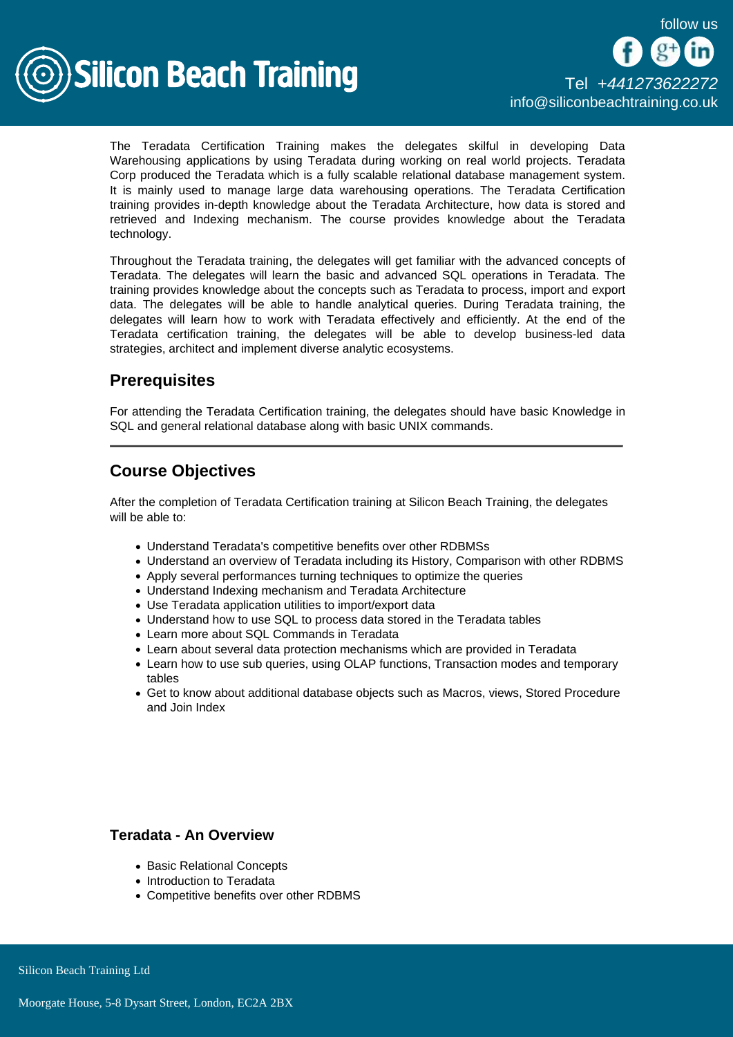The Teradata Certification Training makes the delegates skilful in developing Data Warehousing applications by using Teradata during working on real world projects. Teradata Corp produced the Teradata which is a fully scalable relational database management system. It is mainly used to manage large data warehousing operations. The Teradata Certification training provides in-depth knowledge about the Teradata Architecture, how data is stored and retrieved and Indexing mechanism. The course provides knowledge about the Teradata technology.

Throughout the Teradata training, the delegates will get familiar with the advanced concepts of Teradata. The delegates will learn the basic and advanced SQL operations in Teradata. The training provides knowledge about the concepts such as Teradata to process, import and export data. The delegates will be able to handle analytical queries. During Teradata training, the delegates will learn how to work with Teradata effectively and efficiently. At the end of the Teradata certification training, the delegates will be able to develop business-led data strategies, architect and implement diverse analytic ecosystems.

## Prerequisites

For attending the Teradata Certification training, the delegates should have basic Knowledge in SQL and general relational database along with basic UNIX commands.

---

## Course Objectives

After the completion of Teradata Certification training at Silicon Beach Training, the delegates will be able to:

- Understand Teradata's competitive benefits over other RDBMSs
- Understand an overview of Teradata including its History, Comparison with other RDBMS
- Apply several performances turning techniques to optimize the queries
- Understand Indexing mechanism and Teradata Architecture
- Use Teradata application utilities to import/export data
- Understand how to use SQL to process data stored in the Teradata tables
- Learn more about SQL Commands in Teradata
- Learn about several data protection mechanisms which are provided in Teradata
- Learn how to use sub queries, using OLAP functions, Transaction modes and temporary tables
- Get to know about additional database objects such as Macros, views, Stored Procedure and Join Index

### Teradata - An Overview

- Basic Relational Concepts
- Introduction to Teradata
- Competitive benefits over other RDBMS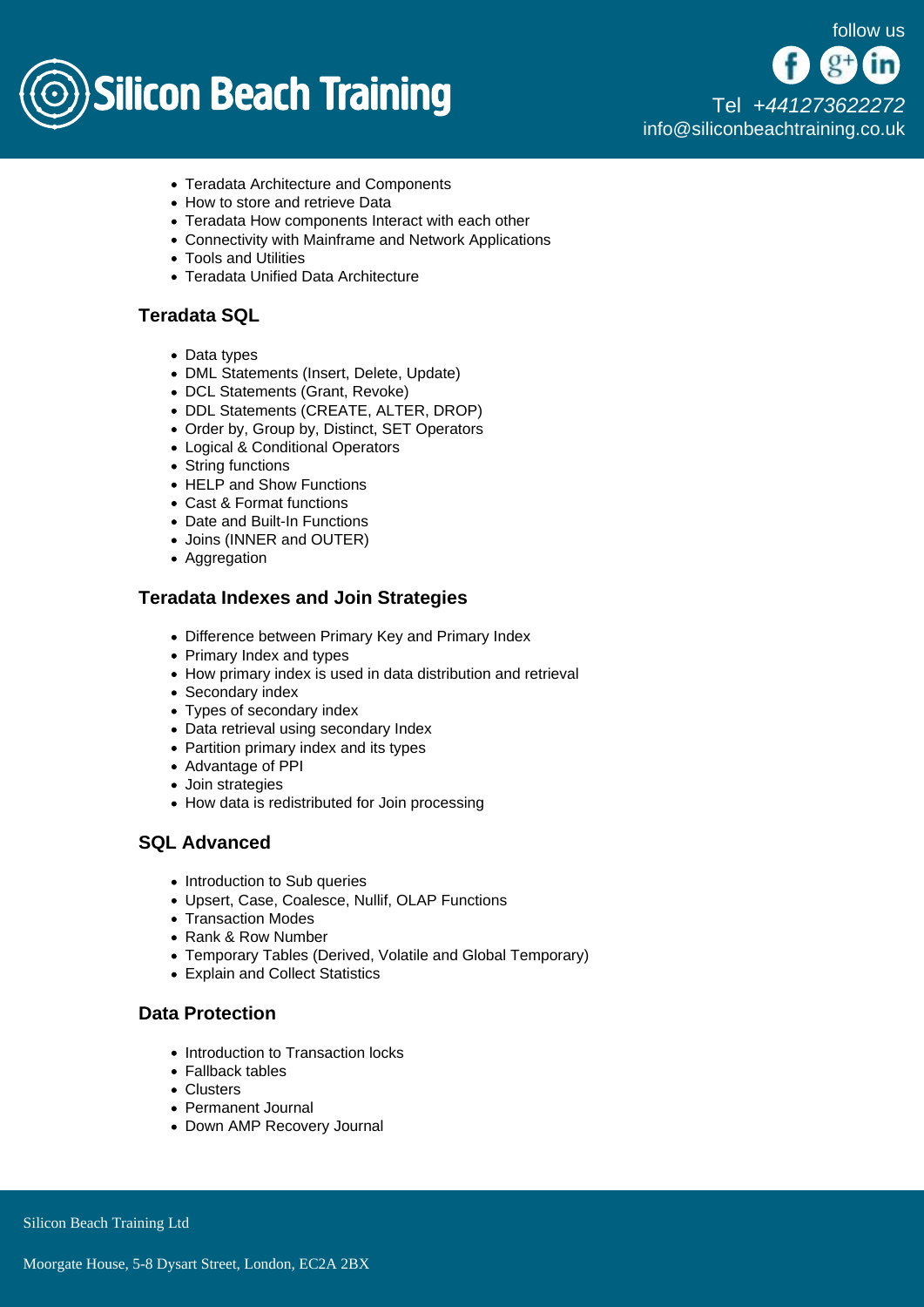- Teradata Architecture and Components
- How to store and retrieve Data
- Teradata How components Interact with each other
- Connectivity with Mainframe and Network Applications
- Tools and Utilities
- Teradata Unified Data Architecture

### Teradata SQL

- Data types
- DML Statements (Insert, Delete, Update)
- DCL Statements (Grant, Revoke)
- DDL Statements (CREATE, ALTER, DROP)
- Order by, Group by, Distinct, SET Operators
- Logical & Conditional Operators
- String functions
- HELP and Show Functions
- Cast & Format functions
- Date and Built-In Functions
- Joins (INNER and OUTER)
- Aggregation

### Teradata Indexes and Join Strategies

- Difference between Primary Key and Primary Index
- Primary Index and types
- How primary index is used in data distribution and retrieval
- Secondary index
- Types of secondary index
- Data retrieval using secondary Index
- Partition primary index and its types
- Advantage of PPI
- Join strategies
- How data is redistributed for Join processing

### SQL Advanced

- Introduction to Sub queries
- Upsert, Case, Coalesce, Nullif, OLAP Functions
- Transaction Modes
- Rank & Row Number
- Temporary Tables (Derived, Volatile and Global Temporary)
- Explain and Collect Statistics

### Data Protection

- Introduction to Transaction locks
- Fallback tables
- Clusters
- Permanent Journal
- Down AMP Recovery Journal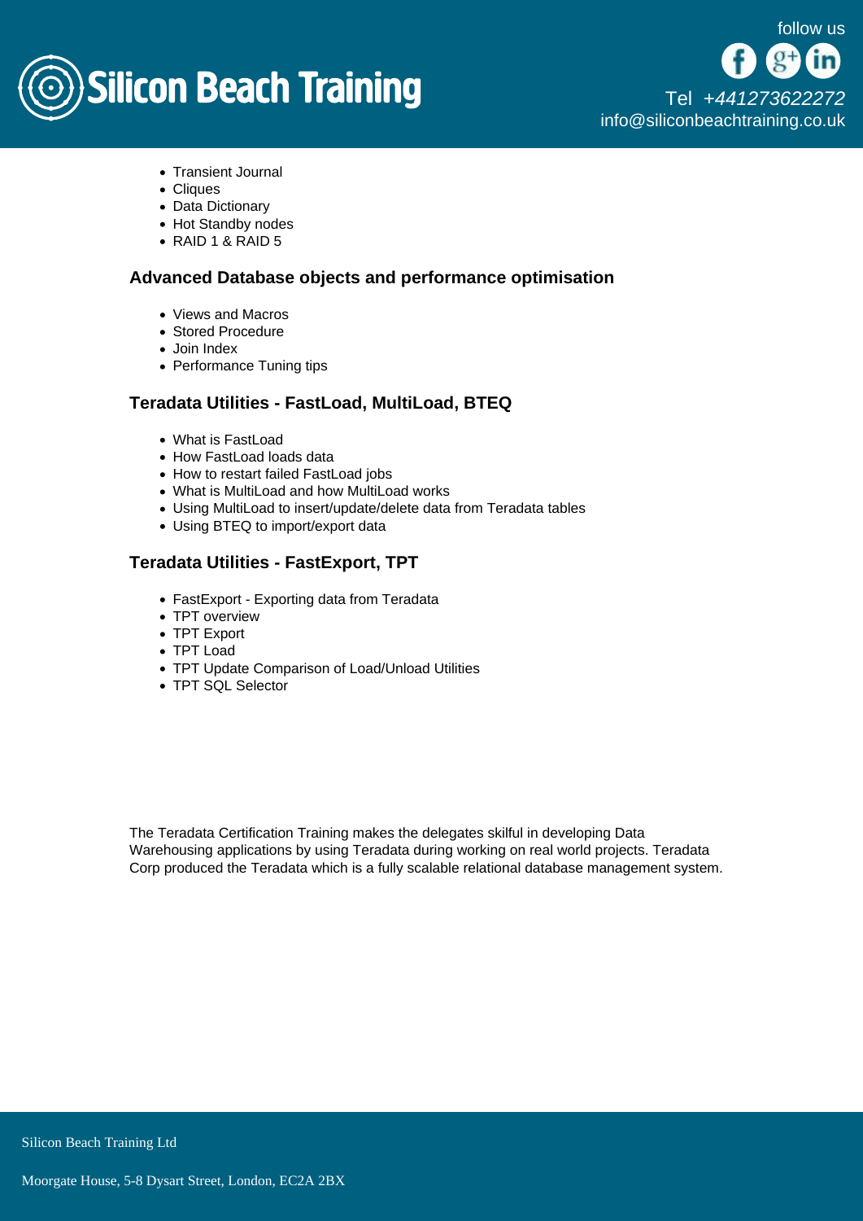- Transient Journal
- Cliques
- Data Dictionary
- Hot Standby nodes
- RAID 1 & RAID 5

### Advanced Database objects and performance optimisation

- Views and Macros
- Stored Procedure
- Join Index
- Performance Tuning tips

### Teradata Utilities - FastLoad, MultiLoad, BTEQ

- What is FastLoad
- How FastLoad loads data
- How to restart failed FastLoad jobs
- What is MultiLoad and how MultiLoad works
- Using MultiLoad to insert/update/delete data from Teradata tables
- Using BTEQ to import/export data

### Teradata Utilities - FastExport, TPT

- FastExport - Exporting data from Teradata
- TPT overview
- TPT Export
- TPT Load
- TPT Update Comparison of Load/Unload Utilities
- TPT SQL Selector

The Teradata Certification Training makes the delegates skilful in developing Data Warehousing applications by using Teradata during working on real world projects. Teradata Corp produced the Teradata which is a fully scalable relational database management system.